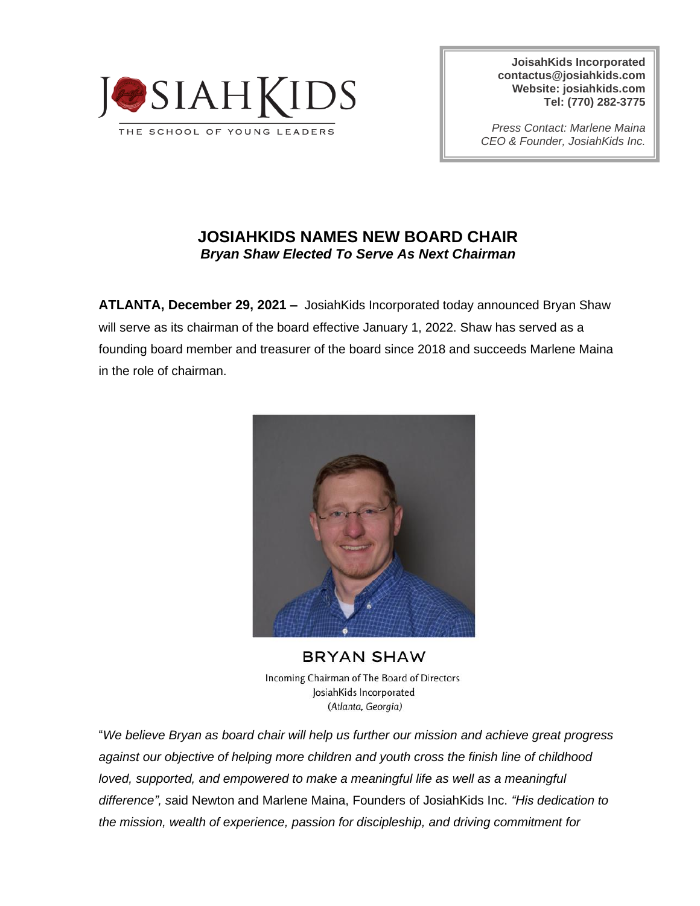JOSIAHKIDS
THE SCHOOL OF YOUNG LEADERS

**JoisahKids Incorporated**
**contactus@josiahkids.com**
**Website: josiahkids.com**
**Tel: (770) 282-3775**

*Press Contact: Marlene Maina*
*CEO & Founder, JosiahKids Inc.*

# JOSIAHKIDS NAMES NEW BOARD CHAIR

***Bryan Shaw Elected To Serve As Next Chairman***

**ATLANTA, December 29, 2021 –** JosiahKids Incorporated today announced Bryan Shaw will serve as its chairman of the board effective January 1, 2022. Shaw has served as a founding board member and treasurer of the board since 2018 and succeeds Marlene Maina in the role of chairman.

BRYAN SHAW
Incoming Chairman of The Board of Directors
JosiahKids Incorporated
*(Atlanta, Georgia)*

"*We believe Bryan as board chair will help us further our mission and achieve great progress against our objective of helping more children and youth cross the finish line of childhood loved, supported, and empowered to make a meaningful life as well as a meaningful difference",* said Newton and Marlene Maina, Founders of JosiahKids Inc. *"His dedication to the mission, wealth of experience, passion for discipleship, and driving commitment for*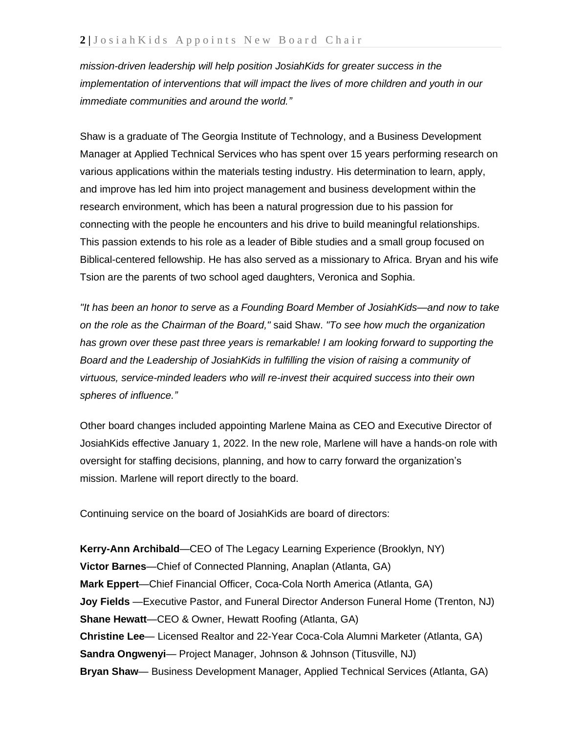*mission-driven leadership will help position JosiahKids for greater success in the implementation of interventions that will impact the lives of more children and youth in our immediate communities and around the world."*

Shaw is a graduate of The Georgia Institute of Technology, and a Business Development Manager at Applied Technical Services who has spent over 15 years performing research on various applications within the materials testing industry. His determination to learn, apply, and improve has led him into project management and business development within the research environment, which has been a natural progression due to his passion for connecting with the people he encounters and his drive to build meaningful relationships. This passion extends to his role as a leader of Bible studies and a small group focused on Biblical-centered fellowship. He has also served as a missionary to Africa. Bryan and his wife Tsion are the parents of two school aged daughters, Veronica and Sophia.

*"It has been an honor to serve as a Founding Board Member of JosiahKids—and now to take on the role as the Chairman of the Board,"* said Shaw. *"To see how much the organization has grown over these past three years is remarkable! I am looking forward to supporting the Board and the Leadership of JosiahKids in fulfilling the vision of raising a community of virtuous, service-minded leaders who will re-invest their acquired success into their own spheres of influence."*

Other board changes included appointing Marlene Maina as CEO and Executive Director of JosiahKids effective January 1, 2022. In the new role, Marlene will have a hands-on role with oversight for staffing decisions, planning, and how to carry forward the organization's mission. Marlene will report directly to the board.

Continuing service on the board of JosiahKids are board of directors:

**Kerry-Ann Archibald**—CEO of The Legacy Learning Experience (Brooklyn, NY)
**Victor Barnes**—Chief of Connected Planning, Anaplan (Atlanta, GA)
**Mark Eppert**—Chief Financial Officer, Coca-Cola North America (Atlanta, GA)
**Joy Fields** —Executive Pastor, and Funeral Director Anderson Funeral Home (Trenton, NJ)
**Shane Hewatt**—CEO & Owner, Hewatt Roofing (Atlanta, GA)
**Christine Lee**— Licensed Realtor and 22-Year Coca-Cola Alumni Marketer (Atlanta, GA)
**Sandra Ongwenyi**— Project Manager, Johnson & Johnson (Titusville, NJ)
**Bryan Shaw**— Business Development Manager, Applied Technical Services (Atlanta, GA)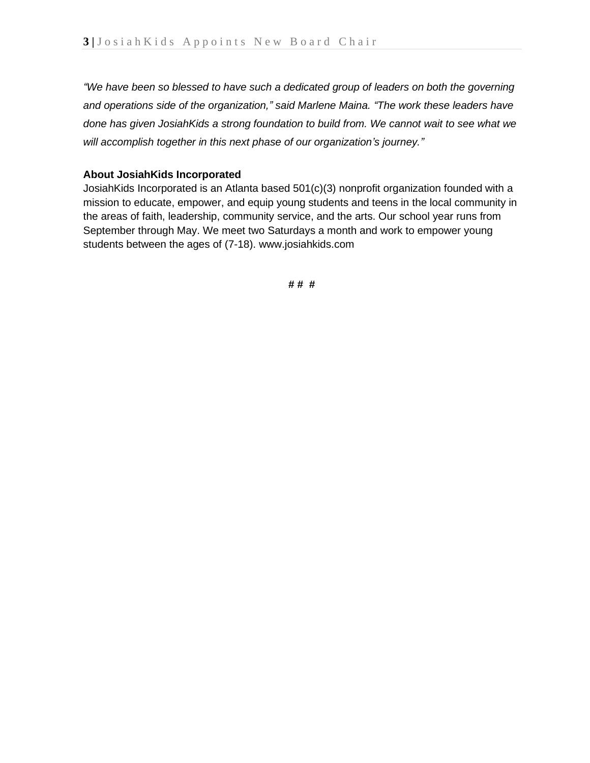*"We have been so blessed to have such a dedicated group of leaders on both the governing and operations side of the organization," said Marlene Maina. "The work these leaders have done has given JosiahKids a strong foundation to build from. We cannot wait to see what we will accomplish together in this next phase of our organization's journey."*

**About JosiahKids Incorporated**
JosiahKids Incorporated is an Atlanta based 501(c)(3) nonprofit organization founded with a mission to educate, empower, and equip young students and teens in the local community in the areas of faith, leadership, community service, and the arts. Our school year runs from September through May. We meet two Saturdays a month and work to empower young students between the ages of (7-18). www.josiahkids.com

**# # #**